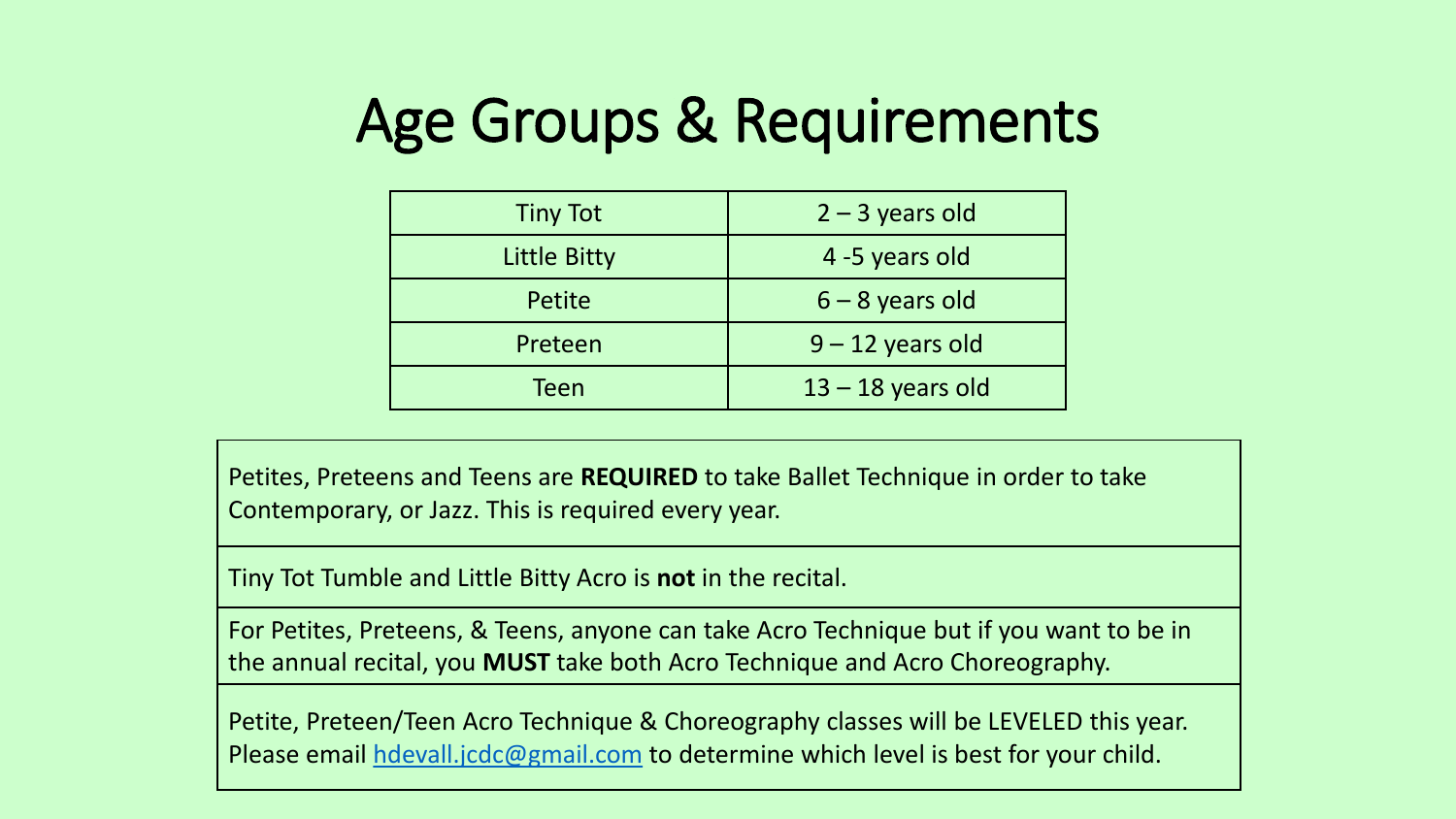# Age Groups & Requirements

| Tiny Tot | 2 – 3 years old |
|---|---|
| Little Bitty | 4 -5 years old |
| Petite | 6 – 8 years old |
| Preteen | 9 – 12 years old |
| Teen | 13 – 18 years old |

Petites, Preteens and Teens are **REQUIRED** to take Ballet Technique in order to take Contemporary, or Jazz. This is required every year.

Tiny Tot Tumble and Little Bitty Acro is **not** in the recital.

For Petites, Preteens, & Teens, anyone can take Acro Technique but if you want to be in the annual recital, you **MUST** take both Acro Technique and Acro Choreography.

Petite, Preteen/Teen Acro Technique & Choreography classes will be LEVELED this year. Please email hdevall.jcdc@gmail.com to determine which level is best for your child.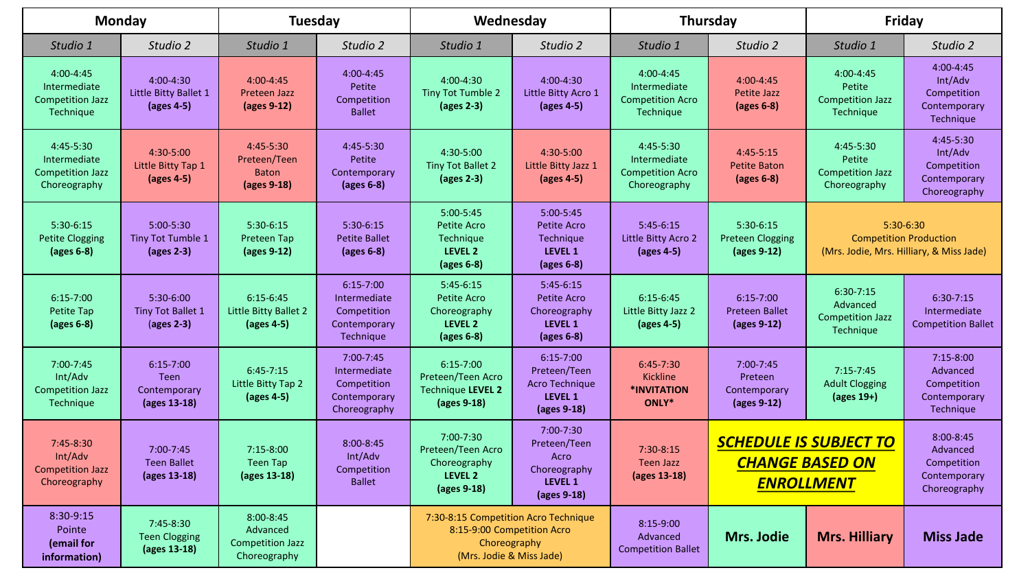| Monday | | Tuesday | | Wednesday | | Thursday | | Friday | |
|---|---|---|---|---|---|---|---|---|---|
| *Studio 1* | *Studio 2* | *Studio 1* | *Studio 2* | *Studio 1* | *Studio 2* | *Studio 1* | *Studio 2* | *Studio 1* | *Studio 2* |
| 4:00-4:45 Intermediate Competition Jazz Technique | 4:00-4:30 Little Bitty Ballet 1 **(ages 4-5)** | 4:00-4:45 Preteen Jazz **(ages 9-12)** | 4:00-4:45 Petite Competition Ballet | 4:00-4:30 Tiny Tot Tumble 2 **(ages 2-3)** | 4:00-4:30 Little Bitty Acro 1 **(ages 4-5)** | 4:00-4:45 Intermediate Competition Acro Technique | 4:00-4:45 Petite Jazz **(ages 6-8)** | 4:00-4:45 Petite Competition Jazz Technique | 4:00-4:45 Int/Adv Competition Contemporary Technique |
| 4:45-5:30 Intermediate Competition Jazz Choreography | 4:30-5:00 Little Bitty Tap 1 **(ages 4-5)** | 4:45-5:30 Preteen/Teen Baton **(ages 9-18)** | 4:45-5:30 Petite Contemporary **(ages 6-8)** | 4:30-5:00 Tiny Tot Ballet 2 **(ages 2-3)** | 4:30-5:00 Little Bitty Jazz 1 **(ages 4-5)** | 4:45-5:30 Intermediate Competition Acro Choreography | 4:45-5:15 Petite Baton **(ages 6-8)** | 4:45-5:30 Petite Competition Jazz Choreography | 4:45-5:30 Int/Adv Competition Contemporary Choreography |
| 5:30-6:15 Petite Clogging **(ages 6-8)** | 5:00-5:30 Tiny Tot Tumble 1 **(ages 2-3)** | 5:30-6:15 Preteen Tap **(ages 9-12)** | 5:30-6:15 Petite Ballet **(ages 6-8)** | 5:00-5:45 Petite Acro Technique **LEVEL 2** **(ages 6-8)** | 5:00-5:45 Petite Acro Technique **LEVEL 1** **(ages 6-8)** | 5:45-6:15 Little Bitty Acro 2 **(ages 4-5)** | 5:30-6:15 Preteen Clogging **(ages 9-12)** | 5:30-6:30 Competition Production (Mrs. Jodie, Mrs. Hilliary, & Miss Jade) | |
| 6:15-7:00 Petite Tap **(ages 6-8)** | 5:30-6:00 Tiny Tot Ballet 1 **(ages 2-3)** | 6:15-6:45 Little Bitty Ballet 2 **(ages 4-5)** | 6:15-7:00 Intermediate Competition Contemporary Technique | 5:45-6:15 Petite Acro Choreography **LEVEL 2** **(ages 6-8)** | 5:45-6:15 Petite Acro Choreography **LEVEL 1** **(ages 6-8)** | 6:15-6:45 Little Bitty Jazz 2 **(ages 4-5)** | 6:15-7:00 Preteen Ballet **(ages 9-12)** | 6:30-7:15 Advanced Competition Jazz Technique | 6:30-7:15 Intermediate Competition Ballet |
| 7:00-7:45 Int/Adv Competition Jazz Technique | 6:15-7:00 Teen Contemporary **(ages 13-18)** | 6:45-7:15 Little Bitty Tap 2 **(ages 4-5)** | 7:00-7:45 Intermediate Competition Contemporary Choreography | 6:15-7:00 Preteen/Teen Acro Technique **LEVEL 2** **(ages 9-18)** | 6:15-7:00 Preteen/Teen Acro Technique **LEVEL 1** **(ages 9-18)** | 6:45-7:30 Kickline **\*INVITATION ONLY\*** | 7:00-7:45 Preteen Contemporary **(ages 9-12)** | 7:15-7:45 Adult Clogging **(ages 19+)** | 7:15-8:00 Advanced Competition Contemporary Technique |
| 7:45-8:30 Int/Adv Competition Jazz Choreography | 7:00-7:45 Teen Ballet **(ages 13-18)** | 7:15-8:00 Teen Tap **(ages 13-18)** | 8:00-8:45 Int/Adv Competition Ballet | 7:00-7:30 Preteen/Teen Acro Choreography **LEVEL 2** **(ages 9-18)** | 7:00-7:30 Preteen/Teen Acro Choreography **LEVEL 1** **(ages 9-18)** | 7:30-8:15 Teen Jazz **(ages 13-18)** | ***SCHEDULE IS SUBJECT TO CHANGE BASED ON ENROLLMENT*** | | 8:00-8:45 Advanced Competition Contemporary Choreography |
| 8:30-9:15 Pointe **(email for information)** | 7:45-8:30 Teen Clogging **(ages 13-18)** | 8:00-8:45 Advanced Competition Jazz Choreography | | 7:30-8:15 Competition Acro Technique 8:15-9:00 Competition Acro Choreography (Mrs. Jodie & Miss Jade) | | 8:15-9:00 Advanced Competition Ballet | **Mrs. Jodie** | **Mrs. Hilliary** | **Miss Jade** |